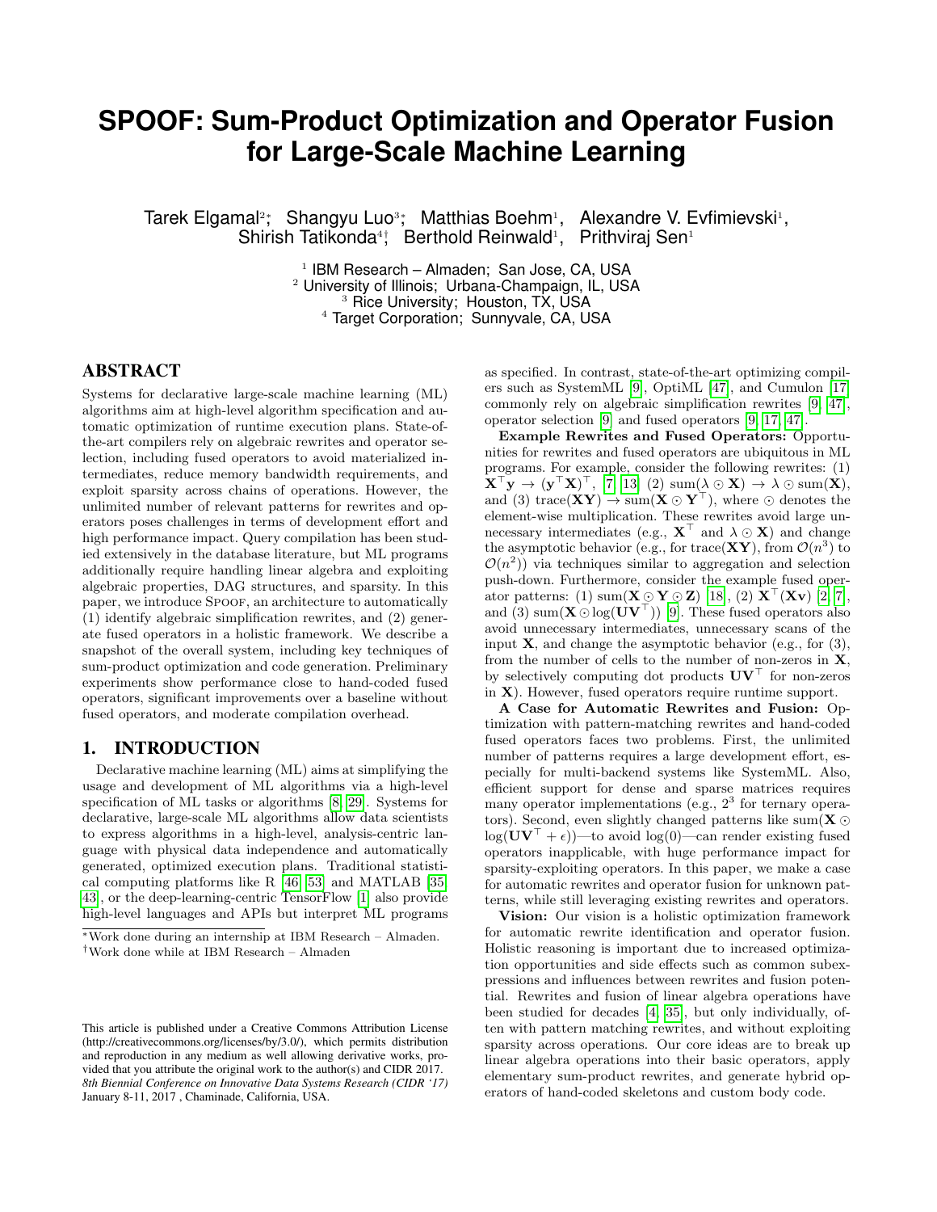# SPOOF: Sum-Product Optimization and Operator Fusion for Large-Scale Machine Learning

Tarek Elgamal[2]*, Shangyu Luo[3]*, Matthias Boehm[1], Alexandre V. Evfimievski[1], Shirish Tatikonda[4]†, Berthold Reinwald[1], Prithviraj Sen[1]

[1] IBM Research – Almaden; San Jose, CA, USA
[2] University of Illinois; Urbana-Champaign, IL, USA
[3] Rice University; Houston, TX, USA
[4] Target Corporation; Sunnyvale, CA, USA

## ABSTRACT

Systems for declarative large-scale machine learning (ML) algorithms aim at high-level algorithm specification and automatic optimization of runtime execution plans. State-of-the-art compilers rely on algebraic rewrites and operator selection, including fused operators to avoid materialized intermediates, reduce memory bandwidth requirements, and exploit sparsity across chains of operations. However, the unlimited number of relevant patterns for rewrites and operators poses challenges in terms of development effort and high performance impact. Query compilation has been studied extensively in the database literature, but ML programs additionally require handling linear algebra and exploiting algebraic properties, DAG structures, and sparsity. In this paper, we introduce SPOOF, an architecture to automatically (1) identify algebraic simplification rewrites, and (2) generate fused operators in a holistic framework. We describe a snapshot of the overall system, including key techniques of sum-product optimization and code generation. Preliminary experiments show performance close to hand-coded fused operators, significant improvements over a baseline without fused operators, and moderate compilation overhead.

## 1. INTRODUCTION

Declarative machine learning (ML) aims at simplifying the usage and development of ML algorithms via a high-level specification of ML tasks or algorithms [8, 29]. Systems for declarative, large-scale ML algorithms allow data scientists to express algorithms in a high-level, analysis-centric language with physical data independence and automatically generated, optimized execution plans. Traditional statistical computing platforms like R [46, 53] and MATLAB [35, 43], or the deep-learning-centric TensorFlow [1] also provide high-level languages and APIs but interpret ML programs as specified. In contrast, state-of-the-art optimizing compilers such as SystemML [9], OptiML [47], and Cumulon [17] commonly rely on algebraic simplification rewrites [9, 47], operator selection [9] and fused operators [9, 17, 47].

**Example Rewrites and Fused Operators:** Opportunities for rewrites and fused operators are ubiquitous in ML programs. For example, consider the following rewrites: (1) $\mathbf{X}^\top\mathbf{y} \rightarrow (\mathbf{y}^\top\mathbf{X})^\top$, [7, 13], (2) $\text{sum}(\lambda \odot \mathbf{X}) \rightarrow \lambda \odot \text{sum}(\mathbf{X})$, and (3) $\text{trace}(\mathbf{X}\mathbf{Y}) \rightarrow \text{sum}(\mathbf{X} \odot \mathbf{Y}^\top)$, where $\odot$ denotes the element-wise multiplication. These rewrites avoid large unnecessary intermediates (e.g., $\mathbf{X}^\top$ and $\lambda \odot \mathbf{X}$) and change the asymptotic behavior (e.g., for $\text{trace}(\mathbf{X}\mathbf{Y})$, from $\mathcal{O}(n^3)$ to $\mathcal{O}(n^2)$) via techniques similar to aggregation and selection push-down. Furthermore, consider the example fused operator patterns: (1) $\text{sum}(\mathbf{X} \odot \mathbf{Y} \odot \mathbf{Z})$ [18], (2) $\mathbf{X}^\top(\mathbf{X}\mathbf{v})$ [2, 7], and (3) $\text{sum}(\mathbf{X} \odot \log(\mathbf{U}\mathbf{V}^\top))$ [9]. These fused operators also avoid unnecessary intermediates, unnecessary scans of the input $\mathbf{X}$, and change the asymptotic behavior (e.g., for (3), from the number of cells to the number of non-zeros in $\mathbf{X}$, by selectively computing dot products $\mathbf{U}\mathbf{V}^\top$ for non-zeros in $\mathbf{X}$). However, fused operators require runtime support.

**A Case for Automatic Rewrites and Fusion:** Optimization with pattern-matching rewrites and hand-coded fused operators faces two problems. First, the unlimited number of patterns requires a large development effort, especially for multi-backend systems like SystemML. Also, efficient support for dense and sparse matrices requires many operator implementations (e.g., $2^3$ for ternary operators). Second, even slightly changed patterns like $\text{sum}(\mathbf{X} \odot \log(\mathbf{U}\mathbf{V}^\top + \epsilon))$—to avoid $\log(0)$—can render existing fused operators inapplicable, with huge performance impact for sparsity-exploiting operators. In this paper, we make a case for automatic rewrites and operator fusion for unknown patterns, while still leveraging existing rewrites and operators.

**Vision:** Our vision is a holistic optimization framework for automatic rewrite identification and operator fusion. Holistic reasoning is important due to increased optimization opportunities and side effects such as common subexpressions and influences between rewrites and fusion potential. Rewrites and fusion of linear algebra operations have been studied for decades [4, 35], but only individually, often with pattern matching rewrites, and without exploiting sparsity across operations. Our core ideas are to break up linear algebra operations into their basic operators, apply elementary sum-product rewrites, and generate hybrid operators of hand-coded skeletons and custom body code.

*Work done during an internship at IBM Research – Almaden.
†Work done while at IBM Research – Almaden

This article is published under a Creative Commons Attribution License (http://creativecommons.org/licenses/by/3.0/), which permits distribution and reproduction in any medium as well allowing derivative works, provided that you attribute the original work to the author(s) and CIDR 2017. *8th Biennial Conference on Innovative Data Systems Research (CIDR '17)* January 8-11, 2017 , Chaminade, California, USA.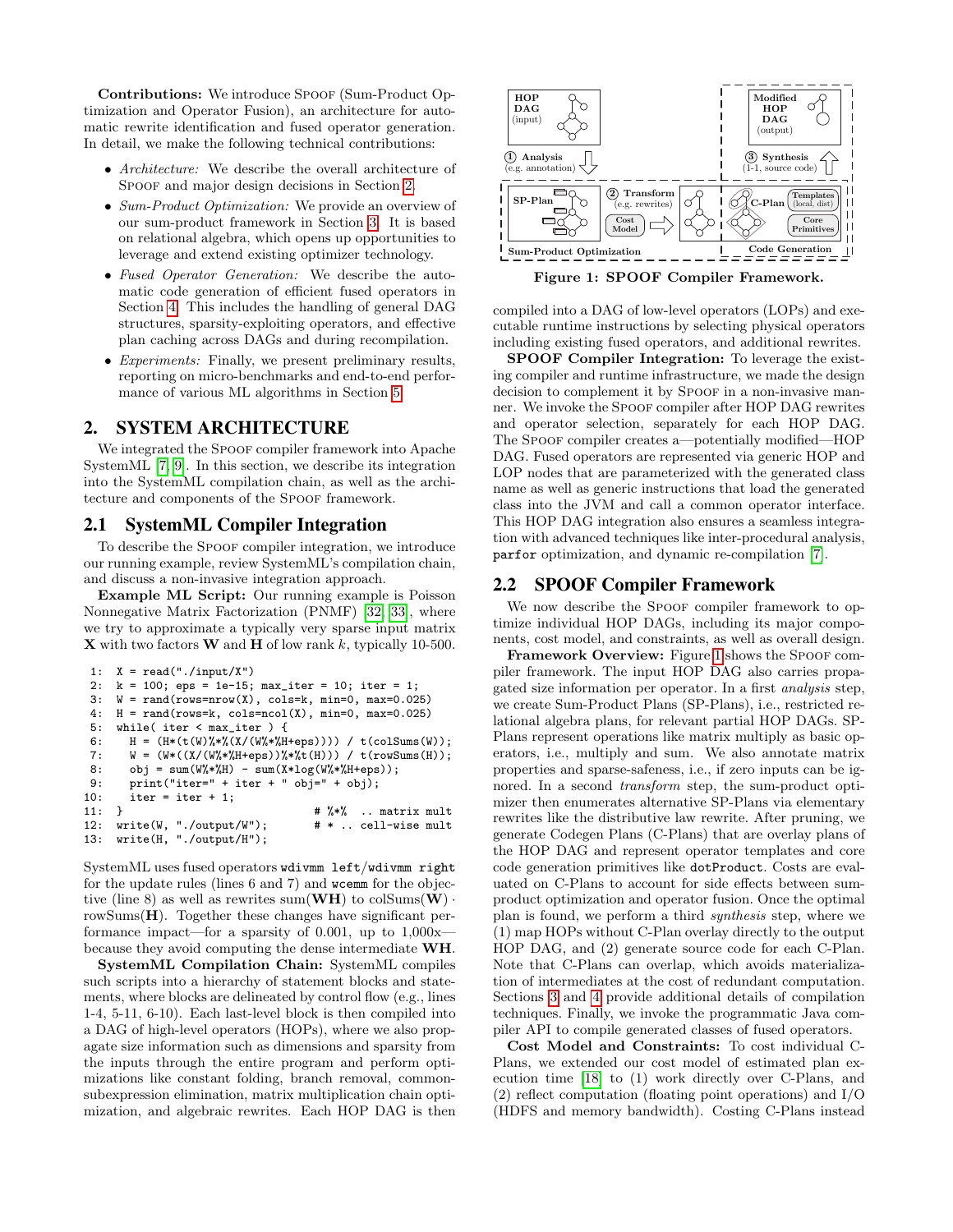**Contributions:** We introduce SPOOF (Sum-Product Optimization and Operator Fusion), an architecture for automatic rewrite identification and fused operator generation. In detail, we make the following technical contributions:

- *Architecture:* We describe the overall architecture of SPOOF and major design decisions in Section 2.
- *Sum-Product Optimization:* We provide an overview of our sum-product framework in Section 3. It is based on relational algebra, which opens up opportunities to leverage and extend existing optimizer technology.
- *Fused Operator Generation:* We describe the automatic code generation of efficient fused operators in Section 4. This includes the handling of general DAG structures, sparsity-exploiting operators, and effective plan caching across DAGs and during recompilation.
- *Experiments:* Finally, we present preliminary results, reporting on micro-benchmarks and end-to-end performance of various ML algorithms in Section 5.

## 2. SYSTEM ARCHITECTURE

We integrated the SPOOF compiler framework into Apache SystemML [7, 9]. In this section, we describe its integration into the SystemML compilation chain, as well as the architecture and components of the SPOOF framework.

### 2.1 SystemML Compiler Integration

To describe the SPOOF compiler integration, we introduce our running example, review SystemML's compilation chain, and discuss a non-invasive integration approach.

**Example ML Script:** Our running example is Poisson Nonnegative Matrix Factorization (PNMF) [32, 33], where we try to approximate a typically very sparse input matrix $\mathbf{X}$ with two factors $\mathbf{W}$ and $\mathbf{H}$ of low rank $k$, typically 10-500.

```
1:  X = read("./input/X")
2:  k = 100; eps = 1e-15; max_iter = 10; iter = 1;
3:  W = rand(rows=nrow(X), cols=k, min=0, max=0.025)
4:  H = rand(rows=k, cols=ncol(X), min=0, max=0.025)
5:  while( iter < max_iter ) {
6:    H = (H*(t(W)%*%(X/(W%*%H+eps)))) / t(colSums(W));
7:    W = (W*((X/(W%*%H+eps))%*%t(H))) / t(rowSums(H));
8:    obj = sum(W%*%H) - sum(X*log(W%*%H+eps));
9:    print("iter=" + iter + " obj=" + obj);
10:   iter = iter + 1;
11: }                                   # %*%  .. matrix mult
12: write(W, "./output/W");             # * .. cell-wise mult
13: write(H, "./output/H");
```

SystemML uses fused operators `wdivmm left`/`wdivmm right` for the update rules (lines 6 and 7) and `wcemm` for the objective (line 8) as well as rewrites $\text{sum}(\mathbf{WH})$ to $\text{colSums}(\mathbf{W}) \cdot \text{rowSums}(\mathbf{H})$. Together these changes have significant performance impact—for a sparsity of 0.001, up to 1,000x—because they avoid computing the dense intermediate $\mathbf{WH}$.

**SystemML Compilation Chain:** SystemML compiles such scripts into a hierarchy of statement blocks and statements, where blocks are delineated by control flow (e.g., lines 1-4, 5-11, 6-10). Each last-level block is then compiled into a DAG of high-level operators (HOPs), where we also propagate size information such as dimensions and sparsity from the inputs through the entire program and perform optimizations like constant folding, branch removal, common-subexpression elimination, matrix multiplication chain optimization, and algebraic rewrites. Each HOP DAG is then compiled into a DAG of low-level operators (LOPs) and executable runtime instructions by selecting physical operators including existing fused operators, and additional rewrites.

**SPOOF Compiler Integration:** To leverage the existing compiler and runtime infrastructure, we made the design decision to complement it by SPOOF in a non-invasive manner. We invoke the SPOOF compiler after HOP DAG rewrites and operator selection, separately for each HOP DAG. The SPOOF compiler creates a—potentially modified—HOP DAG. Fused operators are represented via generic HOP and LOP nodes that are parameterized with the generated class name as well as generic instructions that load the generated class into the JVM and call a common operator interface. This HOP DAG integration also ensures a seamless integration with advanced techniques like inter-procedural analysis, `parfor` optimization, and dynamic re-compilation [7].

Figure 1: SPOOF Compiler Framework.

### 2.2 SPOOF Compiler Framework

We now describe the SPOOF compiler framework to optimize individual HOP DAGs, including its major components, cost model, and constraints, as well as overall design.

**Framework Overview:** Figure 1 shows the SPOOF compiler framework. The input HOP DAG also carries propagated size information per operator. In a first *analysis* step, we create Sum-Product Plans (SP-Plans), i.e., restricted relational algebra plans, for relevant partial HOP DAGs. SP-Plans represent operations like matrix multiply as basic operators, i.e., multiply and sum. We also annotate matrix properties and sparse-safeness, i.e., if zero inputs can be ignored. In a second *transform* step, the sum-product optimizer then enumerates alternative SP-Plans via elementary rewrites like the distributive law rewrite. After pruning, we generate Codegen Plans (C-Plans) that are overlay plans of the HOP DAG and represent operator templates and core code generation primitives like `dotProduct`. Costs are evaluated on C-Plans to account for side effects between sum-product optimization and operator fusion. Once the optimal plan is found, we perform a third *synthesis* step, where we (1) map HOPs without C-Plan overlay directly to the output HOP DAG, and (2) generate source code for each C-Plan. Note that C-Plans can overlap, which avoids materialization of intermediates at the cost of redundant computation. Sections 3 and 4 provide additional details of compilation techniques. Finally, we invoke the programmatic Java compiler API to compile generated classes of fused operators.

**Cost Model and Constraints:** To cost individual C-Plans, we extended our cost model of estimated plan execution time [18] to (1) work directly over C-Plans, and (2) reflect computation (floating point operations) and I/O (HDFS and memory bandwidth). Costing C-Plans instead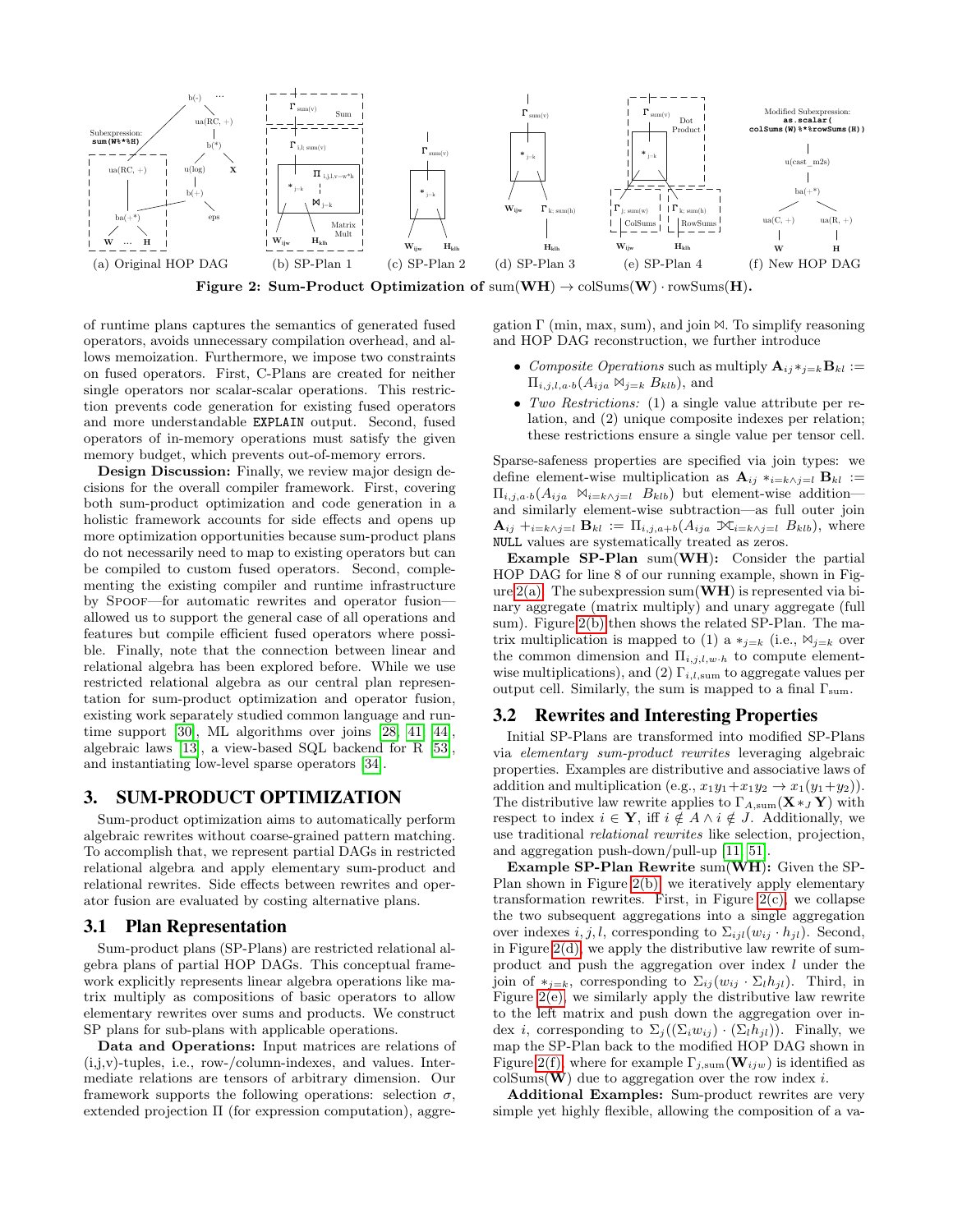(a) Original HOP DAG (b) SP-Plan 1 (c) SP-Plan 2 (d) SP-Plan 3 (e) SP-Plan 4 (f) New HOP DAG

**Figure 2: Sum-Product Optimization of sum(WH) → colSums(W) · rowSums(H).**

of runtime plans captures the semantics of generated fused operators, avoids unnecessary compilation overhead, and allows memoization. Furthermore, we impose two constraints on fused operators. First, C-Plans are created for neither single operators nor scalar-scalar operations. This restriction prevents code generation for existing fused operators and more understandable `EXPLAIN` output. Second, fused operators of in-memory operations must satisfy the given memory budget, which prevents out-of-memory errors.

**Design Discussion:** Finally, we review major design decisions for the overall compiler framework. First, covering both sum-product optimization and code generation in a holistic framework accounts for side effects and opens up more optimization opportunities because sum-product plans do not necessarily need to map to existing operators but can be compiled to custom fused operators. Second, complementing the existing compiler and runtime infrastructure by Spoof—for automatic rewrites and operator fusion—allowed us to support the general case of all operations and features but compile efficient fused operators where possible. Finally, note that the connection between linear and relational algebra has been explored before. While we use restricted relational algebra as our central plan representation for sum-product optimization and operator fusion, existing work separately studied common language and runtime support [30], ML algorithms over joins [28, 41, 44], algebraic laws [13], a view-based SQL backend for R [53], and instantiating low-level sparse operators [34].

## 3. SUM-PRODUCT OPTIMIZATION

Sum-product optimization aims to automatically perform algebraic rewrites without coarse-grained pattern matching. To accomplish that, we represent partial DAGs in restricted relational algebra and apply elementary sum-product and relational rewrites. Side effects between rewrites and operator fusion are evaluated by costing alternative plans.

### 3.1 Plan Representation

Sum-product plans (SP-Plans) are restricted relational algebra plans of partial HOP DAGs. This conceptual framework explicitly represents linear algebra operations like matrix multiply as compositions of basic operators to allow elementary rewrites over sums and products. We construct SP plans for sub-plans with applicable operations.

**Data and Operations:** Input matrices are relations of (i,j,v)-tuples, i.e., row-/column-indexes, and values. Intermediate relations are tensors of arbitrary dimension. Our framework supports the following operations: selection $\sigma$, extended projection $\Pi$ (for expression computation), aggregation $\Gamma$ (min, max, sum), and join $\bowtie$. To simplify reasoning and HOP DAG reconstruction, we further introduce

- *Composite Operations* such as multiply $\mathbf{A}_{ij} *_{j=k} \mathbf{B}_{kl} := \Pi_{i,j,l,a\cdot b}(A_{ija} \bowtie_{j=k} B_{klb})$, and
- *Two Restrictions:* (1) a single value attribute per relation, and (2) unique composite indexes per relation; these restrictions ensure a single value per tensor cell.

Sparse-safeness properties are specified via join types: we define element-wise multiplication as $\mathbf{A}_{ij} *_{i=k\wedge j=l} \mathbf{B}_{kl} := \Pi_{i,j,a\cdot b}(A_{ija} \bowtie_{i=k\wedge j=l} B_{klb})$ but element-wise addition—and similarly element-wise subtraction—as full outer join $\mathbf{A}_{ij} +_{i=k\wedge j=l} \mathbf{B}_{kl} := \Pi_{i,j,a+b}(A_{ija} ⟗_{i=k\wedge j=l} B_{klb})$, where `NULL` values are systematically treated as zeros.

**Example SP-Plan sum(WH):** Consider the partial HOP DAG for line 8 of our running example, shown in Figure 2(a). The subexpression sum(**WH**) is represented via binary aggregate (matrix multiply) and unary aggregate (full sum). Figure 2(b) then shows the related SP-Plan. The matrix multiplication is mapped to (1) a $*_{j=k}$ (i.e., $\bowtie_{j=k}$ over the common dimension and $\Pi_{i,j,l,w\cdot h}$ to compute element-wise multiplications), and (2) $\Gamma_{i,l,\text{sum}}$ to aggregate values per output cell. Similarly, the sum is mapped to a final $\Gamma_{\text{sum}}$.

### 3.2 Rewrites and Interesting Properties

Initial SP-Plans are transformed into modified SP-Plans via *elementary sum-product rewrites* leveraging algebraic properties. Examples are distributive and associative laws of addition and multiplication (e.g., $x_1y_1+x_1y_2 \rightarrow x_1(y_1+y_2)$). The distributive law rewrite applies to $\Gamma_{A,\text{sum}}(\mathbf{X} *_J \mathbf{Y})$ with respect to index $i \in \mathbf{Y}$, iff $i \notin A \wedge i \notin J$. Additionally, we use traditional *relational rewrites* like selection, projection, and aggregation push-down/pull-up [11, 51].

**Example SP-Plan Rewrite sum(WH):** Given the SP-Plan shown in Figure 2(b), we iteratively apply elementary transformation rewrites. First, in Figure 2(c), we collapse the two subsequent aggregations into a single aggregation over indexes $i, j, l$, corresponding to $\Sigma_{ijl}(w_{ij} \cdot h_{jl})$. Second, in Figure 2(d), we apply the distributive law rewrite of sum-product and push the aggregation over index $l$ under the join of $*_{j=k}$, corresponding to $\Sigma_{ij}(w_{ij} \cdot \Sigma_l h_{jl})$. Third, in Figure 2(e), we similarly apply the distributive law rewrite to the left matrix and push down the aggregation over index $i$, corresponding to $\Sigma_j((\Sigma_i w_{ij}) \cdot (\Sigma_l h_{jl}))$. Finally, we map the SP-Plan back to the modified HOP DAG shown in Figure 2(f), where for example $\Gamma_{j,\text{sum}}(\mathbf{W}_{ijw})$ is identified as colSums(**W**) due to aggregation over the row index $i$.

**Additional Examples:** Sum-product rewrites are very simple yet highly flexible, allowing the composition of a va-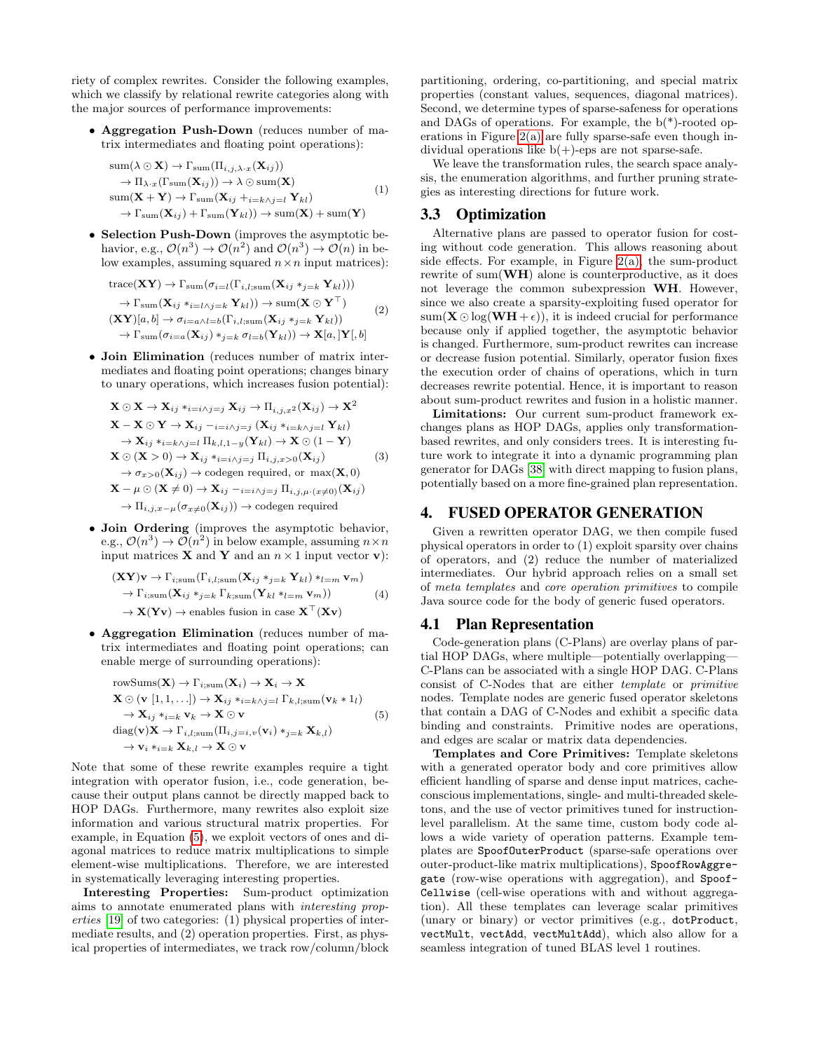riety of complex rewrites. Consider the following examples, which we classify by relational rewrite categories along with the major sources of performance improvements:

- **Aggregation Push-Down** (reduces number of matrix intermediates and floating point operations):

$$
\begin{aligned}
&\mathrm{sum}(\lambda \odot \mathbf{X}) \rightarrow \Gamma_{\mathrm{sum}}(\Pi_{i,j,\lambda \cdot x}(\mathbf{X}_{ij})) \\
&\quad \rightarrow \Pi_{\lambda \cdot x}(\Gamma_{\mathrm{sum}}(\mathbf{X}_{ij})) \rightarrow \lambda \odot \mathrm{sum}(\mathbf{X}) \\
&\mathrm{sum}(\mathbf{X} + \mathbf{Y}) \rightarrow \Gamma_{\mathrm{sum}}(\mathbf{X}_{ij} +_{i=k \wedge j=l} \mathbf{Y}_{kl}) \\
&\quad \rightarrow \Gamma_{\mathrm{sum}}(\mathbf{X}_{ij}) + \Gamma_{\mathrm{sum}}(\mathbf{Y}_{kl})) \rightarrow \mathrm{sum}(\mathbf{X}) + \mathrm{sum}(\mathbf{Y})
\end{aligned}
\tag{1}
$$

- **Selection Push-Down** (improves the asymptotic behavior, e.g., $\mathcal{O}(n^3) \rightarrow \mathcal{O}(n^2)$ and $\mathcal{O}(n^3) \rightarrow \mathcal{O}(n)$ in below examples, assuming squared $n \times n$ input matrices):

$$
\begin{aligned}
&\mathrm{trace}(\mathbf{XY}) \rightarrow \Gamma_{\mathrm{sum}}(\sigma_{i=l}(\Gamma_{i,l;\mathrm{sum}}(\mathbf{X}_{ij} *_{j=k} \mathbf{Y}_{kl}))) \\
&\quad \rightarrow \Gamma_{\mathrm{sum}}(\mathbf{X}_{ij} *_{i=l \wedge j=k} \mathbf{Y}_{kl})) \rightarrow \mathrm{sum}(\mathbf{X} \odot \mathbf{Y}^\top) \\
&(\mathbf{XY})[a,b] \rightarrow \sigma_{i=a \wedge l=b}(\Gamma_{i,l;\mathrm{sum}}(\mathbf{X}_{ij} *_{j=k} \mathbf{Y}_{kl})) \\
&\quad \rightarrow \Gamma_{\mathrm{sum}}(\sigma_{i=a}(\mathbf{X}_{ij}) *_{j=k} \sigma_{l=b}(\mathbf{Y}_{kl})) \rightarrow \mathbf{X}[a,]\mathbf{Y}[,b]
\end{aligned}
\tag{2}
$$

- **Join Elimination** (reduces number of matrix intermediates and floating point operations; changes binary to unary operations, which increases fusion potential):

$$
\begin{aligned}
&\mathbf{X} \odot \mathbf{X} \rightarrow \mathbf{X}_{ij} *_{i=i \wedge j=j} \mathbf{X}_{ij} \rightarrow \Pi_{i,j,x^2}(\mathbf{X}_{ij}) \rightarrow \mathbf{X}^2 \\
&\mathbf{X} - \mathbf{X} \odot \mathbf{Y} \rightarrow \mathbf{X}_{ij} -_{i=i \wedge j=j} (\mathbf{X}_{ij} *_{i=k \wedge j=l} \mathbf{Y}_{kl}) \\
&\quad \rightarrow \mathbf{X}_{ij} *_{i=k \wedge j=l} \Pi_{k,l,1-y}(\mathbf{Y}_{kl}) \rightarrow \mathbf{X} \odot (1 - \mathbf{Y}) \\
&\mathbf{X} \odot (\mathbf{X} > 0) \rightarrow \mathbf{X}_{ij} *_{i=i \wedge j=j} \Pi_{i,j,x>0}(\mathbf{X}_{ij}) \\
&\quad \rightarrow \sigma_{x>0}(\mathbf{X}_{ij}) \rightarrow \text{codegen required, or } \max(\mathbf{X}, 0) \\
&\mathbf{X} - \mu \odot (\mathbf{X} \neq 0) \rightarrow \mathbf{X}_{ij} -_{i=i \wedge j=j} \Pi_{i,j,\mu \cdot (x \neq 0)}(\mathbf{X}_{ij}) \\
&\quad \rightarrow \Pi_{i,j,x-\mu}(\sigma_{x \neq 0}(\mathbf{X}_{ij})) \rightarrow \text{codegen required}
\end{aligned}
\tag{3}
$$

- **Join Ordering** (improves the asymptotic behavior, e.g., $\mathcal{O}(n^3) \rightarrow \mathcal{O}(n^2)$ in below example, assuming $n \times n$ input matrices $\mathbf{X}$ and $\mathbf{Y}$ and an $n \times 1$ input vector $\mathbf{v}$):

$$
\begin{aligned}
&(\mathbf{XY})\mathbf{v} \rightarrow \Gamma_{i;\mathrm{sum}}(\Gamma_{i,l;\mathrm{sum}}(\mathbf{X}_{ij} *_{j=k} \mathbf{Y}_{kl}) *_{l=m} \mathbf{v}_m) \\
&\quad \rightarrow \Gamma_{i;\mathrm{sum}}(\mathbf{X}_{ij} *_{j=k} \Gamma_{k;\mathrm{sum}}(\mathbf{Y}_{kl} *_{l=m} \mathbf{v}_m)) \\
&\quad \rightarrow \mathbf{X}(\mathbf{Yv}) \rightarrow \text{enables fusion in case } \mathbf{X}^\top(\mathbf{Xv})
\end{aligned}
\tag{4}
$$

- **Aggregation Elimination** (reduces number of matrix intermediates and floating point operations; can enable merge of surrounding operations):

$$
\begin{aligned}
&\mathrm{rowSums}(\mathbf{X}) \rightarrow \Gamma_{i;\mathrm{sum}}(\mathbf{X}_i) \rightarrow \mathbf{X}_i \rightarrow \mathbf{X} \\
&\mathbf{X} \odot (\mathbf{v}\ [1, 1, \ldots]) \rightarrow \mathbf{X}_{ij} *_{i=k \wedge j=l} \Gamma_{k,l;\mathrm{sum}}(\mathbf{v}_k * 1_l) \\
&\quad \rightarrow \mathbf{X}_{ij} *_{i=k} \mathbf{v}_k \rightarrow \mathbf{X} \odot \mathbf{v} \\
&\mathrm{diag}(\mathbf{v})\mathbf{X} \rightarrow \Gamma_{i,l;\mathrm{sum}}(\Pi_{i,j=i,v}(\mathbf{v}_i) *_{j=k} \mathbf{X}_{k,l}) \\
&\quad \rightarrow \mathbf{v}_i *_{i=k} \mathbf{X}_{k,l} \rightarrow \mathbf{X} \odot \mathbf{v}
\end{aligned}
\tag{5}
$$

Note that some of these rewrite examples require a tight integration with operator fusion, i.e., code generation, because their output plans cannot be directly mapped back to HOP DAGs. Furthermore, many rewrites also exploit size information and various structural matrix properties. For example, in Equation (5), we exploit vectors of ones and diagonal matrices to reduce matrix multiplications to simple element-wise multiplications. Therefore, we are interested in systematically leveraging interesting properties.

**Interesting Properties:** Sum-product optimization aims to annotate enumerated plans with *interesting properties* [19] of two categories: (1) physical properties of intermediate results, and (2) operation properties. First, as physical properties of intermediates, we track row/column/block partitioning, ordering, co-partitioning, and special matrix properties (constant values, sequences, diagonal matrices). Second, we determine types of sparse-safeness for operations and DAGs of operations. For example, the b(*)-rooted operations in Figure 2(a) are fully sparse-safe even though individual operations like b(+)-eps are not sparse-safe.

We leave the transformation rules, the search space analysis, the enumeration algorithms, and further pruning strategies as interesting directions for future work.

## 3.3 Optimization

Alternative plans are passed to operator fusion for costing without code generation. This allows reasoning about side effects. For example, in Figure 2(a), the sum-product rewrite of sum(**WH**) alone is counterproductive, as it does not leverage the common subexpression **WH**. However, since we also create a sparsity-exploiting fused operator for $\mathrm{sum}(\mathbf{X} \odot \log(\mathbf{WH} + \epsilon))$, it is indeed crucial for performance because only if applied together, the asymptotic behavior is changed. Furthermore, sum-product rewrites can increase or decrease fusion potential. Similarly, operator fusion fixes the execution order of chains of operations, which in turn decreases rewrite potential. Hence, it is important to reason about sum-product rewrites and fusion in a holistic manner.

**Limitations:** Our current sum-product framework exchanges plans as HOP DAGs, applies only transformation-based rewrites, and only considers trees. It is interesting future work to integrate it into a dynamic programming plan generator for DAGs [38] with direct mapping to fusion plans, potentially based on a more fine-grained plan representation.

# 4. FUSED OPERATOR GENERATION

Given a rewritten operator DAG, we then compile fused physical operators in order to (1) exploit sparsity over chains of operators, and (2) reduce the number of materialized intermediates. Our hybrid approach relies on a small set of *meta templates* and *core operation primitives* to compile Java source code for the body of generic fused operators.

## 4.1 Plan Representation

Code-generation plans (C-Plans) are overlay plans of partial HOP DAGs, where multiple—potentially overlapping—C-Plans can be associated with a single HOP DAG. C-Plans consist of C-Nodes that are either *template* or *primitive* nodes. Template nodes are generic fused operator skeletons that contain a DAG of C-Nodes and exhibit a specific data binding and constraints. Primitive nodes are operations, and edges are scalar or matrix data dependencies.

**Templates and Core Primitives:** Template skeletons with a generated operator body and core primitives allow efficient handling of sparse and dense input matrices, cache-conscious implementations, single- and multi-threaded skeletons, and the use of vector primitives tuned for instruction-level parallelism. At the same time, custom body code allows a wide variety of operation patterns. Example templates are `SpoofOuterProduct` (sparse-safe operations over outer-product-like matrix multiplications), `SpoofRowAggregate` (row-wise operations with aggregation), and `SpoofCellwise` (cell-wise operations with and without aggregation). All these templates can leverage scalar primitives (unary or binary) or vector primitives (e.g., `dotProduct`, `vectMult`, `vectAdd`, `vectMultAdd`), which also allow for a seamless integration of tuned BLAS level 1 routines.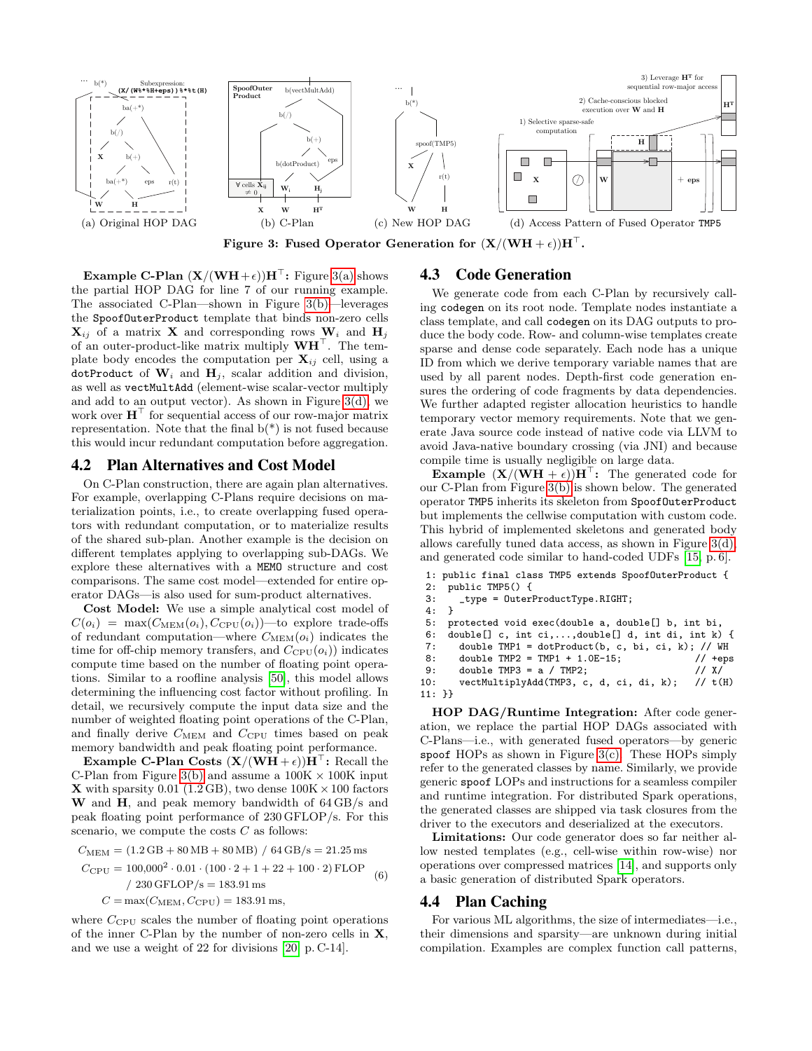Figure 3: Fused Operator Generation for $(\mathbf{X}/(\mathbf{W}\mathbf{H}+\epsilon))\mathbf{H}^\top$.

(a) Original HOP DAG (b) C-Plan (c) New HOP DAG (d) Access Pattern of Fused Operator TMP5

**Example C-Plan $(\mathbf{X}/(\mathbf{W}\mathbf{H}+\epsilon))\mathbf{H}^\top$:** Figure 3(a) shows the partial HOP DAG for line 7 of our running example. The associated C-Plan—shown in Figure 3(b)—leverages the `SpoofOuterProduct` template that binds non-zero cells $\mathbf{X}_{ij}$ of a matrix $\mathbf{X}$ and corresponding rows $\mathbf{W}_i$ and $\mathbf{H}_j$ of an outer-product-like matrix multiply $\mathbf{W}\mathbf{H}^\top$. The template body encodes the computation per $\mathbf{X}_{ij}$ cell, using a `dotProduct` of $\mathbf{W}_i$ and $\mathbf{H}_j$, scalar addition and division, as well as `vectMultAdd` (element-wise scalar-vector multiply and add to an output vector). As shown in Figure 3(d), we work over $\mathbf{H}^\top$ for sequential access of our row-major matrix representation. Note that the final b(*) is not fused because this would incur redundant computation before aggregation.

## 4.2 Plan Alternatives and Cost Model

On C-Plan construction, there are again plan alternatives. For example, overlapping C-Plans require decisions on materialization points, i.e., to create overlapping fused operators with redundant computation, or to materialize results of the shared sub-plan. Another example is the decision on different templates applying to overlapping sub-DAGs. We explore these alternatives with a MEMO structure and cost comparisons. The same cost model—extended for entire operator DAGs—is also used for sum-product alternatives.

**Cost Model:** We use a simple analytical cost model of $C(o_i) = \max(C_{\text{MEM}}(o_i), C_{\text{CPU}}(o_i))$—to explore trade-offs of redundant computation—where $C_{\text{MEM}}(o_i)$ indicates the time for off-chip memory transfers, and $C_{\text{CPU}}(o_i)$ indicates compute time based on the number of floating point operations. Similar to a roofline analysis [50], this model allows determining the influencing cost factor without profiling. In detail, we recursively compute the input data size and the number of weighted floating point operations of the C-Plan, and finally derive $C_{\text{MEM}}$ and $C_{\text{CPU}}$ times based on peak memory bandwidth and peak floating point performance.

**Example C-Plan Costs $(\mathbf{X}/(\mathbf{W}\mathbf{H}+\epsilon))\mathbf{H}^\top$:** Recall the C-Plan from Figure 3(b) and assume a 100K × 100K input $\mathbf{X}$ with sparsity 0.01 (1.2 GB), two dense 100K × 100 factors $\mathbf{W}$ and $\mathbf{H}$, and peak memory bandwidth of 64 GB/s and peak floating point performance of 230 GFLOP/s. For this scenario, we compute the costs $C$ as follows:

$$
\begin{aligned}
C_{\text{MEM}} &= (1.2\,\text{GB} + 80\,\text{MB} + 80\,\text{MB})\ /\ 64\,\text{GB/s} = 21.25\,\text{ms} \\
C_{\text{CPU}} &= 100{,}000^2 \cdot 0.01 \cdot (100 \cdot 2 + 1 + 22 + 100 \cdot 2)\,\text{FLOP} \\
&\quad /\ 230\,\text{GFLOP/s} = 183.91\,\text{ms} \\
C &= \max(C_{\text{MEM}}, C_{\text{CPU}}) = 183.91\,\text{ms},
\end{aligned} \tag{6}
$$

where $C_{\text{CPU}}$ scales the number of floating point operations of the inner C-Plan by the number of non-zero cells in $\mathbf{X}$, and we use a weight of 22 for divisions [20, p. C-14].

## 4.3 Code Generation

We generate code from each C-Plan by recursively calling `codegen` on its root node. Template nodes instantiate a class template, and call `codegen` on its DAG outputs to produce the body code. Row- and column-wise templates create sparse and dense code separately. Each node has a unique ID from which we derive temporary variable names that are used by all parent nodes. Depth-first code generation ensures the ordering of code fragments by data dependencies. We further adapted register allocation heuristics to handle temporary vector memory requirements. Note that we generate Java source code instead of native code via LLVM to avoid Java-native boundary crossing (via JNI) and because compile time is usually negligible on large data.

**Example $(\mathbf{X}/(\mathbf{W}\mathbf{H}+\epsilon))\mathbf{H}^\top$:** The generated code for our C-Plan from Figure 3(b) is shown below. The generated operator TMP5 inherits its skeleton from `SpoofOuterProduct` but implements the cellwise computation with custom code. This hybrid of implemented skeletons and generated body allows carefully tuned data access, as shown in Figure 3(d), and generated code similar to hand-coded UDFs [15, p. 6].

```
 1: public final class TMP5 extends SpoofOuterProduct {
 2:   public TMP5() {
 3:     _type = OuterProductType.RIGHT;
 4:   }
 5:   protected void exec(double a, double[] b, int bi,
 6:   double[] c, int ci,...,double[] d, int di, int k) {
 7:     double TMP1 = dotProduct(b, c, bi, ci, k); // WH
 8:     double TMP2 = TMP1 + 1.0E-15;              // +eps
 9:     double TMP3 = a / TMP2;                    // X/
10:     vectMultiplyAdd(TMP3, c, d, ci, di, k);    // t(H)
11: }}
```

**HOP DAG/Runtime Integration:** After code generation, we replace the partial HOP DAGs associated with C-Plans—i.e., with generated fused operators—by generic `spoof` HOPs as shown in Figure 3(c). These HOPs simply refer to the generated classes by name. Similarly, we provide generic `spoof` LOPs and instructions for a seamless compiler and runtime integration. For distributed Spark operations, the generated classes are shipped via task closures from the driver to the executors and deserialized at the executors.

**Limitations:** Our code generator does so far neither allow nested templates (e.g., cell-wise within row-wise) nor operations over compressed matrices [14], and supports only a basic generation of distributed Spark operators.

## 4.4 Plan Caching

For various ML algorithms, the size of intermediates—i.e., their dimensions and sparsity—are unknown during initial compilation. Examples are complex function call patterns,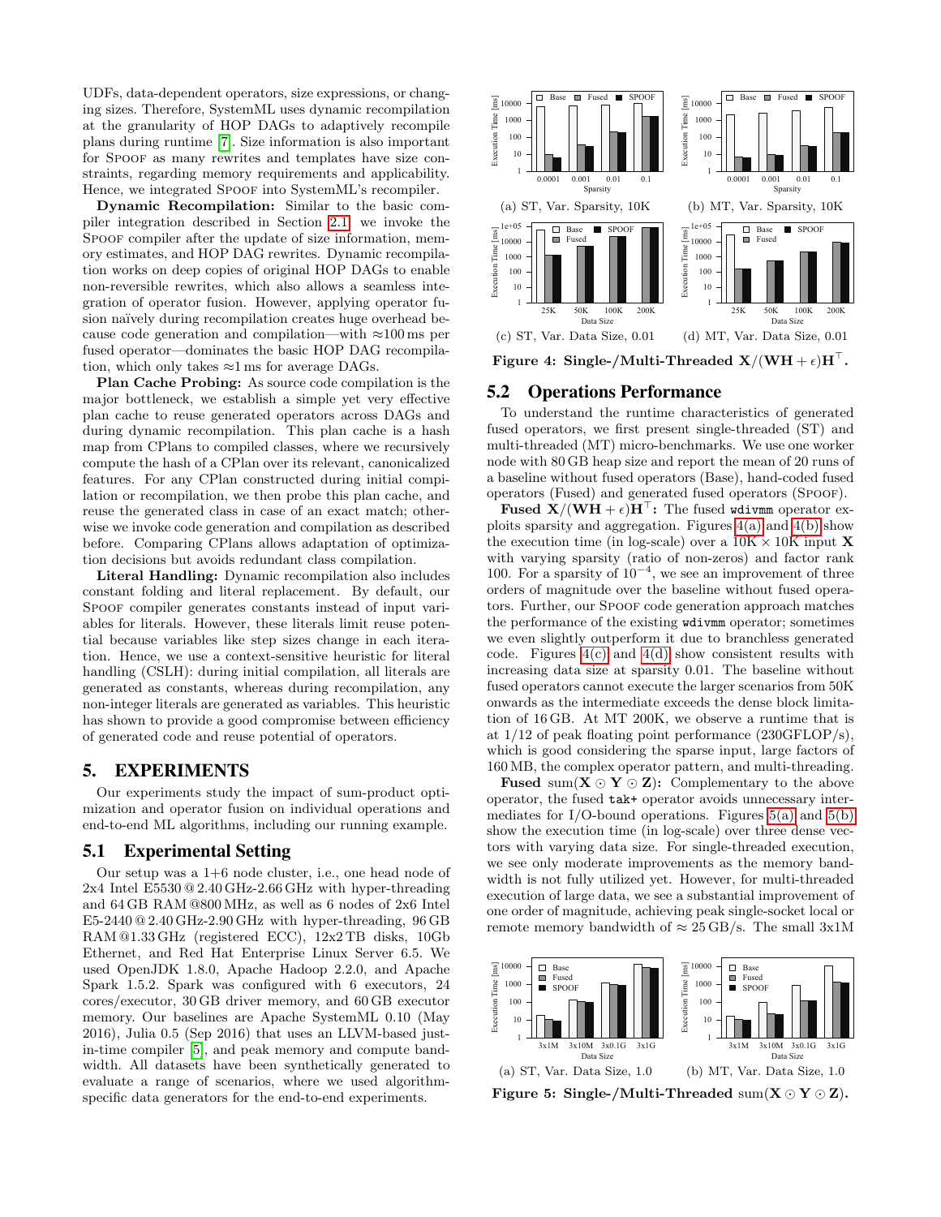UDFs, data-dependent operators, size expressions, or changing sizes. Therefore, SystemML uses dynamic recompilation at the granularity of HOP DAGs to adaptively recompile plans during runtime [7]. Size information is also important for SPOOF as many rewrites and templates have size constraints, regarding memory requirements and applicability. Hence, we integrated SPOOF into SystemML's recompiler.

**Dynamic Recompilation:** Similar to the basic compiler integration described in Section 2.1, we invoke the SPOOF compiler after the update of size information, memory estimates, and HOP DAG rewrites. Dynamic recompilation works on deep copies of original HOP DAGs to enable non-reversible rewrites, which also allows a seamless integration of operator fusion. However, applying operator fusion naïvely during recompilation creates huge overhead because code generation and compilation—with ≈100 ms per fused operator—dominates the basic HOP DAG recompilation, which only takes ≈1 ms for average DAGs.

**Plan Cache Probing:** As source code compilation is the major bottleneck, we establish a simple yet very effective plan cache to reuse generated operators across DAGs and during dynamic recompilation. This plan cache is a hash map from CPlans to compiled classes, where we recursively compute the hash of a CPlan over its relevant, canonicalized features. For any CPlan constructed during initial compilation or recompilation, we then probe this plan cache, and reuse the generated class in case of an exact match; otherwise we invoke code generation and compilation as described before. Comparing CPlans allows adaptation of optimization decisions but avoids redundant class compilation.

**Literal Handling:** Dynamic recompilation also includes constant folding and literal replacement. By default, our SPOOF compiler generates constants instead of input variables for literals. However, these literals limit reuse potential because variables like step sizes change in each iteration. Hence, we use a context-sensitive heuristic for literal handling (CSLH): during initial compilation, all literals are generated as constants, whereas during recompilation, any non-integer literals are generated as variables. This heuristic has shown to provide a good compromise between efficiency of generated code and reuse potential of operators.

# 5. EXPERIMENTS

Our experiments study the impact of sum-product optimization and operator fusion on individual operations and end-to-end ML algorithms, including our running example.

## 5.1 Experimental Setting

Our setup was a 1+6 node cluster, i.e., one head node of 2x4 Intel E5530 @ 2.40 GHz-2.66 GHz with hyper-threading and 64 GB RAM @800 MHz, as well as 6 nodes of 2x6 Intel E5-2440 @ 2.40 GHz-2.90 GHz with hyper-threading, 96 GB RAM @1.33 GHz (registered ECC), 12x2 TB disks, 10Gb Ethernet, and Red Hat Enterprise Linux Server 6.5. We used OpenJDK 1.8.0, Apache Hadoop 2.2.0, and Apache Spark 1.5.2. Spark was configured with 6 executors, 24 cores/executor, 30 GB driver memory, and 60 GB executor memory. Our baselines are Apache SystemML 0.10 (May 2016), Julia 0.5 (Sep 2016) that uses an LLVM-based just-in-time compiler [5], and peak memory and compute bandwidth. All datasets have been synthetically generated to evaluate a range of scenarios, where we used algorithm-specific data generators for the end-to-end experiments.

(a) ST, Var. Sparsity, 10K (b) MT, Var. Sparsity, 10K

(c) ST, Var. Data Size, 0.01 (d) MT, Var. Data Size, 0.01

**Figure 4: Single-/Multi-Threaded $\mathbf{X}/(\mathbf{WH}+\epsilon)\mathbf{H}^\top$.**

## 5.2 Operations Performance

To understand the runtime characteristics of generated fused operators, we first present single-threaded (ST) and multi-threaded (MT) micro-benchmarks. We use one worker node with 80 GB heap size and report the mean of 20 runs of a baseline without fused operators (Base), hand-coded fused operators (Fused) and generated fused operators (SPOOF).

**Fused $\mathbf{X}/(\mathbf{WH}+\epsilon)\mathbf{H}^\top$:** The fused `wdivmm` operator exploits sparsity and aggregation. Figures 4(a) and 4(b) show the execution time (in log-scale) over a 10K × 10K input $\mathbf{X}$ with varying sparsity (ratio of non-zeros) and factor rank 100. For a sparsity of $10^{-4}$, we see an improvement of three orders of magnitude over the baseline without fused operators. Further, our SPOOF code generation approach matches the performance of the existing `wdivmm` operator; sometimes we even slightly outperform it due to branchless generated code. Figures 4(c) and 4(d) show consistent results with increasing data size at sparsity 0.01. The baseline without fused operators cannot execute the larger scenarios from 50K onwards as the intermediate exceeds the dense block limitation of 16 GB. At MT 200K, we observe a runtime that is at 1/12 of peak floating point performance (230GFLOP/s), which is good considering the sparse input, large factors of 160 MB, the complex operator pattern, and multi-threading.

**Fused sum$(\mathbf{X}\odot\mathbf{Y}\odot\mathbf{Z})$:** Complementary to the above operator, the fused `tak+` operator avoids unnecessary intermediates for I/O-bound operations. Figures 5(a) and 5(b) show the execution time (in log-scale) over three dense vectors with varying data size. For single-threaded execution, we see only moderate improvements as the memory bandwidth is not fully utilized yet. However, for multi-threaded execution of large data, we see a substantial improvement of one order of magnitude, achieving peak single-socket local or remote memory bandwidth of ≈ 25 GB/s. The small 3x1M

(a) ST, Var. Data Size, 1.0 (b) MT, Var. Data Size, 1.0

**Figure 5: Single-/Multi-Threaded sum$(\mathbf{X}\odot\mathbf{Y}\odot\mathbf{Z})$.**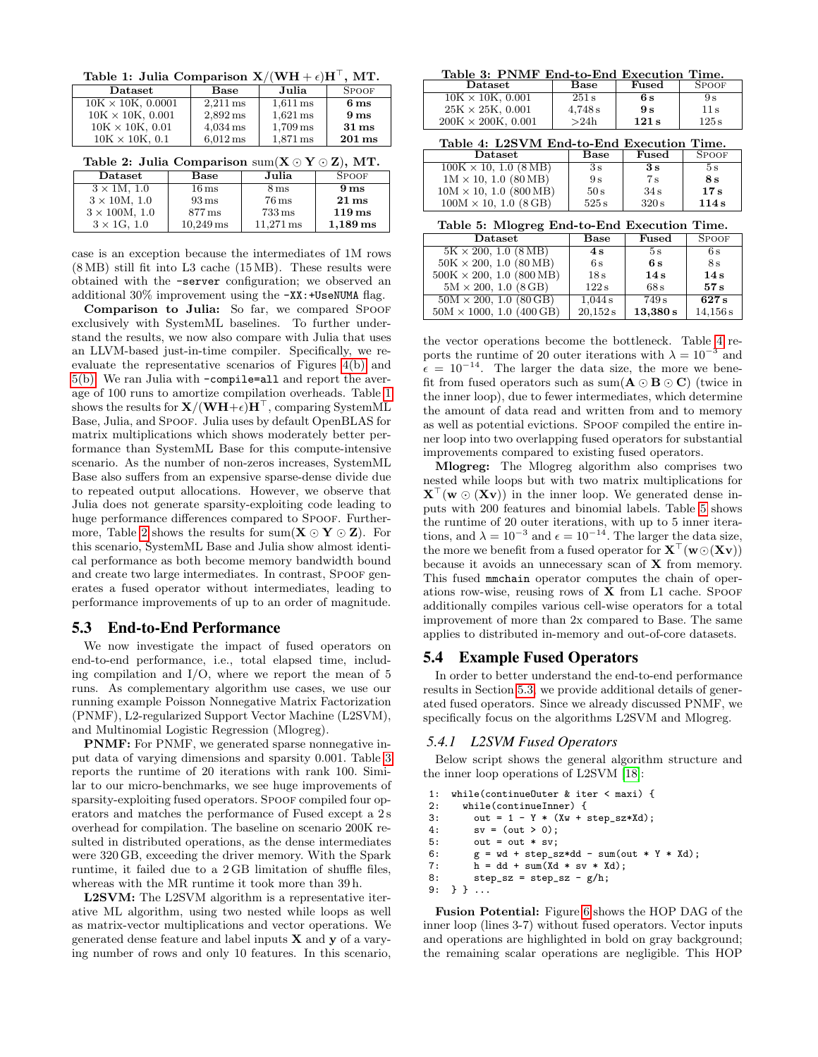**Table 1: Julia Comparison $\mathbf{X}/(\mathbf{WH}+\epsilon)\mathbf{H}^\top$, MT.**

| Dataset | Base | Julia | SPOOF |
|---|---|---|---|
| 10K × 10K, 0.0001 | 2,211 ms | 1,611 ms | **6 ms** |
| 10K × 10K, 0.001 | 2,892 ms | 1,621 ms | **9 ms** |
| 10K × 10K, 0.01 | 4,034 ms | 1,709 ms | **31 ms** |
| 10K × 10K, 0.1 | 6,012 ms | 1,871 ms | **201 ms** |

**Table 2: Julia Comparison $\text{sum}(\mathbf{X}\odot\mathbf{Y}\odot\mathbf{Z})$, MT.**

| Dataset | Base | Julia | SPOOF |
|---|---|---|---|
| 3 × 1M, 1.0 | 16 ms | 8 ms | **9 ms** |
| 3 × 10M, 1.0 | 93 ms | 76 ms | **21 ms** |
| 3 × 100M, 1.0 | 877 ms | 733 ms | **119 ms** |
| 3 × 1G, 1.0 | 10,249 ms | 11,271 ms | **1,189 ms** |

case is an exception because the intermediates of 1M rows (8 MB) still fit into L3 cache (15 MB). These results were obtained with the `-server` configuration; we observed an additional 30% improvement using the `-XX:+UseNUMA` flag.

**Comparison to Julia:** So far, we compared SPOOF exclusively with SystemML baselines. To further understand the results, we now also compare with Julia that uses an LLVM-based just-in-time compiler. Specifically, we re-evaluate the representative scenarios of Figures 4(b) and 5(b). We ran Julia with `-compile=all` and report the average of 100 runs to amortize compilation overheads. Table 1 shows the results for $\mathbf{X}/(\mathbf{WH}+\epsilon)\mathbf{H}^\top$, comparing SystemML Base, Julia, and SPOOF. Julia uses by default OpenBLAS for matrix multiplications which shows moderately better performance than SystemML Base for this compute-intensive scenario. As the number of non-zeros increases, SystemML Base also suffers from an expensive sparse-dense divide due to repeated output allocations. However, we observe that Julia does not generate sparsity-exploiting code leading to huge performance differences compared to SPOOF. Furthermore, Table 2 shows the results for $\text{sum}(\mathbf{X}\odot\mathbf{Y}\odot\mathbf{Z})$. For this scenario, SystemML Base and Julia show almost identical performance as both become memory bandwidth bound and create two large intermediates. In contrast, SPOOF generates a fused operator without intermediates, leading to performance improvements of up to an order of magnitude.

## 5.3 End-to-End Performance

We now investigate the impact of fused operators on end-to-end performance, i.e., total elapsed time, including compilation and I/O, where we report the mean of 5 runs. As complementary algorithm use cases, we use our running example Poisson Nonnegative Matrix Factorization (PNMF), L2-regularized Support Vector Machine (L2SVM), and Multinomial Logistic Regression (Mlogreg).

**PNMF:** For PNMF, we generated sparse nonnegative input data of varying dimensions and sparsity 0.001. Table 3 reports the runtime of 20 iterations with rank 100. Similar to our micro-benchmarks, we see huge improvements of sparsity-exploiting fused operators. SPOOF compiled four operators and matches the performance of Fused except a 2 s overhead for compilation. The baseline on scenario 200K resulted in distributed operations, as the dense intermediates were 320 GB, exceeding the driver memory. With the Spark runtime, it failed due to a 2 GB limitation of shuffle files, whereas with the MR runtime it took more than 39 h.

**L2SVM:** The L2SVM algorithm is a representative iterative ML algorithm, using two nested while loops as well as matrix-vector multiplications and vector operations. We generated dense feature and label inputs $\mathbf{X}$ and $\mathbf{y}$ of a varying number of rows and only 10 features. In this scenario,

**Table 3: PNMF End-to-End Execution Time.**

| Dataset | Base | Fused | SPOOF |
|---|---|---|---|
| 10K × 10K, 0.001 | 251 s | **6 s** | 9 s |
| 25K × 25K, 0.001 | 4,748 s | **9 s** | 11 s |
| 200K × 200K, 0.001 | >24h | **121 s** | 125 s |

**Table 4: L2SVM End-to-End Execution Time.**

| Dataset | Base | Fused | SPOOF |
|---|---|---|---|
| 100K × 10, 1.0 (8 MB) | 3 s | **3 s** | 5 s |
| 1M × 10, 1.0 (80 MB) | 9 s | 7 s | **8 s** |
| 10M × 10, 1.0 (800 MB) | 50 s | 34 s | **17 s** |
| 100M × 10, 1.0 (8 GB) | 525 s | 320 s | **114 s** |

**Table 5: Mlogreg End-to-End Execution Time.**

| Dataset | Base | Fused | SPOOF |
|---|---|---|---|
| 5K × 200, 1.0 (8 MB) | **4 s** | 5 s | 6 s |
| 50K × 200, 1.0 (80 MB) | 6 s | **6 s** | 8 s |
| 500K × 200, 1.0 (800 MB) | 18 s | **14 s** | **14 s** |
| 5M × 200, 1.0 (8 GB) | 122 s | 68 s | **57 s** |
| 50M × 200, 1.0 (80 GB) | 1,044 s | 749 s | **627 s** |
| 50M × 1000, 1.0 (400 GB) | 20,152 s | **13,380 s** | 14,156 s |

the vector operations become the bottleneck. Table 4 reports the runtime of 20 outer iterations with $\lambda = 10^{-3}$ and $\epsilon = 10^{-14}$. The larger the data size, the more we benefit from fused operators such as $\text{sum}(\mathbf{A}\odot\mathbf{B}\odot\mathbf{C})$ (twice in the inner loop), due to fewer intermediates, which determine the amount of data read and written from and to memory as well as potential evictions. SPOOF compiled the entire inner loop into two overlapping fused operators for substantial improvements compared to existing fused operators.

**Mlogreg:** The Mlogreg algorithm also comprises two nested while loops but with two matrix multiplications for $\mathbf{X}^\top(\mathbf{w}\odot(\mathbf{X}\mathbf{v}))$ in the inner loop. We generated dense inputs with 200 features and binomial labels. Table 5 shows the runtime of 20 outer iterations, with up to 5 inner iterations, and $\lambda = 10^{-3}$ and $\epsilon = 10^{-14}$. The larger the data size, the more we benefit from a fused operator for $\mathbf{X}^\top(\mathbf{w}\odot(\mathbf{X}\mathbf{v}))$ because it avoids an unnecessary scan of $\mathbf{X}$ from memory. This fused `mmchain` operator computes the chain of operations row-wise, reusing rows of $\mathbf{X}$ from L1 cache. SPOOF additionally compiles various cell-wise operators for a total improvement of more than 2x compared to Base. The same applies to distributed in-memory and out-of-core datasets.

## 5.4 Example Fused Operators

In order to better understand the end-to-end performance results in Section 5.3, we provide additional details of generated fused operators. Since we already discussed PNMF, we specifically focus on the algorithms L2SVM and Mlogreg.

### 5.4.1 L2SVM Fused Operators

Below script shows the general algorithm structure and the inner loop operations of L2SVM [18]:

```
1:  while(continueOuter & iter < maxi) {
2:    while(continueInner) {
3:      out = 1 - Y * (Xw + step_sz*Xd);
4:      sv = (out > 0);
5:      out = out * sv;
6:      g = wd + step_sz*dd - sum(out * Y * Xd);
7:      h = dd + sum(Xd * sv * Xd);
8:      step_sz = step_sz - g/h;
9:  } } ...
```

**Fusion Potential:** Figure 6 shows the HOP DAG of the inner loop (lines 3-7) without fused operators. Vector inputs and operations are highlighted in bold on gray background; the remaining scalar operations are negligible. This HOP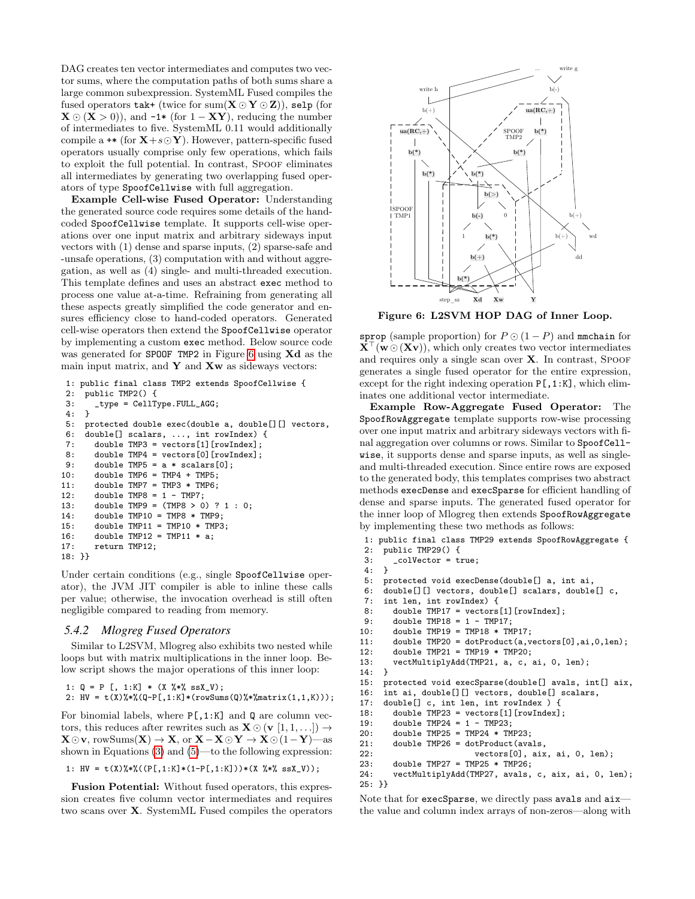DAG creates ten vector intermediates and computes two vector sums, where the computation paths of both sums share a large common subexpression. SystemML Fused compiles the fused operators tak+ (twice for $\text{sum}(\mathbf{X} \odot \mathbf{Y} \odot \mathbf{Z})$), selp (for $\mathbf{X} \odot (\mathbf{X} > 0)$), and -1* (for $1 - \mathbf{XY}$), reducing the number of intermediates to five. SystemML 0.11 would additionally compile a +* (for $\mathbf{X} + s \odot \mathbf{Y}$). However, pattern-specific fused operators usually comprise only few operations, which fails to exploit the full potential. In contrast, SPOOF eliminates all intermediates by generating two overlapping fused operators of type SpoofCellwise with full aggregation.

**Example Cell-wise Fused Operator:** Understanding the generated source code requires some details of the hand-coded SpoofCellwise template. It supports cell-wise operations over one input matrix and arbitrary sideways input vectors with (1) dense and sparse inputs, (2) sparse-safe and -unsafe operations, (3) computation with and without aggregation, as well as (4) single- and multi-threaded execution. This template defines and uses an abstract exec method to process one value at-a-time. Refraining from generating all these aspects greatly simplified the code generator and ensures efficiency close to hand-coded operators. Generated cell-wise operators then extend the SpoofCellwise operator by implementing a custom exec method. Below source code was generated for SPOOF TMP2 in Figure 6 using **Xd** as the main input matrix, and **Y** and **Xw** as sideways vectors:

```
 1: public final class TMP2 extends SpoofCellwise {
 2:  public TMP2() {
 3:     _type = CellType.FULL_AGG;
 4:  }
 5:  protected double exec(double a, double[][] vectors,
 6:  double[] scalars, ..., int rowIndex) {
 7:     double TMP3 = vectors[1][rowIndex];
 8:     double TMP4 = vectors[0][rowIndex];
 9:     double TMP5 = a * scalars[0];
10:     double TMP6 = TMP4 + TMP5;
11:     double TMP7 = TMP3 * TMP6;
12:     double TMP8 = 1 - TMP7;
13:     double TMP9 = (TMP8 > 0) ? 1 : 0;
14:     double TMP10 = TMP8 * TMP9;
15:     double TMP11 = TMP10 * TMP3;
16:     double TMP12 = TMP11 * a;
17:     return TMP12;
18: }}
```

Under certain conditions (e.g., single SpoofCellwise operator), the JVM JIT compiler is able to inline these calls per value; otherwise, the invocation overhead is still often negligible compared to reading from memory.

### 5.4.2 *Mlogreg Fused Operators*

Similar to L2SVM, Mlogreg also exhibits two nested while loops but with matrix multiplications in the inner loop. Below script shows the major operations of this inner loop:

```
1: Q = P [, 1:K] * (X %*% ssX_V);
2: HV = t(X)%*%(Q-P[,1:K]*(rowSums(Q)%*%matrix(1,1,K)));
```

For binomial labels, where P[,1:K] and Q are column vectors, this reduces after rewrites such as $\mathbf{X} \odot (\mathbf{v}\ [1, 1, \ldots]) \rightarrow \mathbf{X} \odot \mathbf{v}$, $\text{rowSums}(\mathbf{X}) \rightarrow \mathbf{X}$, or $\mathbf{X} - \mathbf{X} \odot \mathbf{Y} \rightarrow \mathbf{X} \odot (1 - \mathbf{Y})$—as shown in Equations (3) and (5)—to the following expression:

```
1: HV = t(X)%*%((P[,1:K]*(1-P[,1:K]))*(X %*% ssX_V));
```

**Fusion Potential:** Without fused operators, this expression creates five column vector intermediates and requires two scans over **X**. SystemML Fused compiles the operators

Figure 6: L2SVM HOP DAG of Inner Loop.

sprop (sample proportion) for $P \odot (1 - P)$ and mmchain for $\mathbf{X}^\top (\mathbf{w} \odot (\mathbf{Xv}))$, which only creates two vector intermediates and requires only a single scan over **X**. In contrast, SPOOF generates a single fused operator for the entire expression, except for the right indexing operation P[,1:K], which eliminates one additional vector intermediate.

**Example Row-Aggregate Fused Operator:** The SpoofRowAggregate template supports row-wise processing over one input matrix and arbitrary sideways vectors with final aggregation over columns or rows. Similar to SpoofCellwise, it supports dense and sparse inputs, as well as single- and multi-threaded execution. Since entire rows are exposed to the generated body, this templates comprises two abstract methods execDense and execSparse for efficient handling of dense and sparse inputs. The generated fused operator for the inner loop of Mlogreg then extends SpoofRowAggregate by implementing these two methods as follows:

```
 1: public final class TMP29 extends SpoofRowAggregate {
 2:  public TMP29() {
 3:     _colVector = true;
 4:  }
 5:  protected void execDense(double[] a, int ai,
 6:  double[][] vectors, double[] scalars, double[] c,
 7:  int len, int rowIndex) {
 8:     double TMP17 = vectors[1][rowIndex];
 9:     double TMP18 = 1 - TMP17;
10:     double TMP19 = TMP18 * TMP17;
11:     double TMP20 = dotProduct(a,vectors[0],ai,0,len);
12:     double TMP21 = TMP19 * TMP20;
13:     vectMultiplyAdd(TMP21, a, c, ai, 0, len);
14:  }
15:  protected void execSparse(double[] avals, int[] aix,
16:  int ai, double[][] vectors, double[] scalars,
17:  double[] c, int len, int rowIndex ) {
18:     double TMP23 = vectors[1][rowIndex];
19:     double TMP24 = 1 - TMP23;
20:     double TMP25 = TMP24 * TMP23;
21:     double TMP26 = dotProduct(avals,
22:                    vectors[0], aix, ai, 0, len);
23:     double TMP27 = TMP25 * TMP26;
24:     vectMultiplyAdd(TMP27, avals, c, aix, ai, 0, len);
25: }}
```

Note that for execSparse, we directly pass avals and aix—the value and column index arrays of non-zeros—along with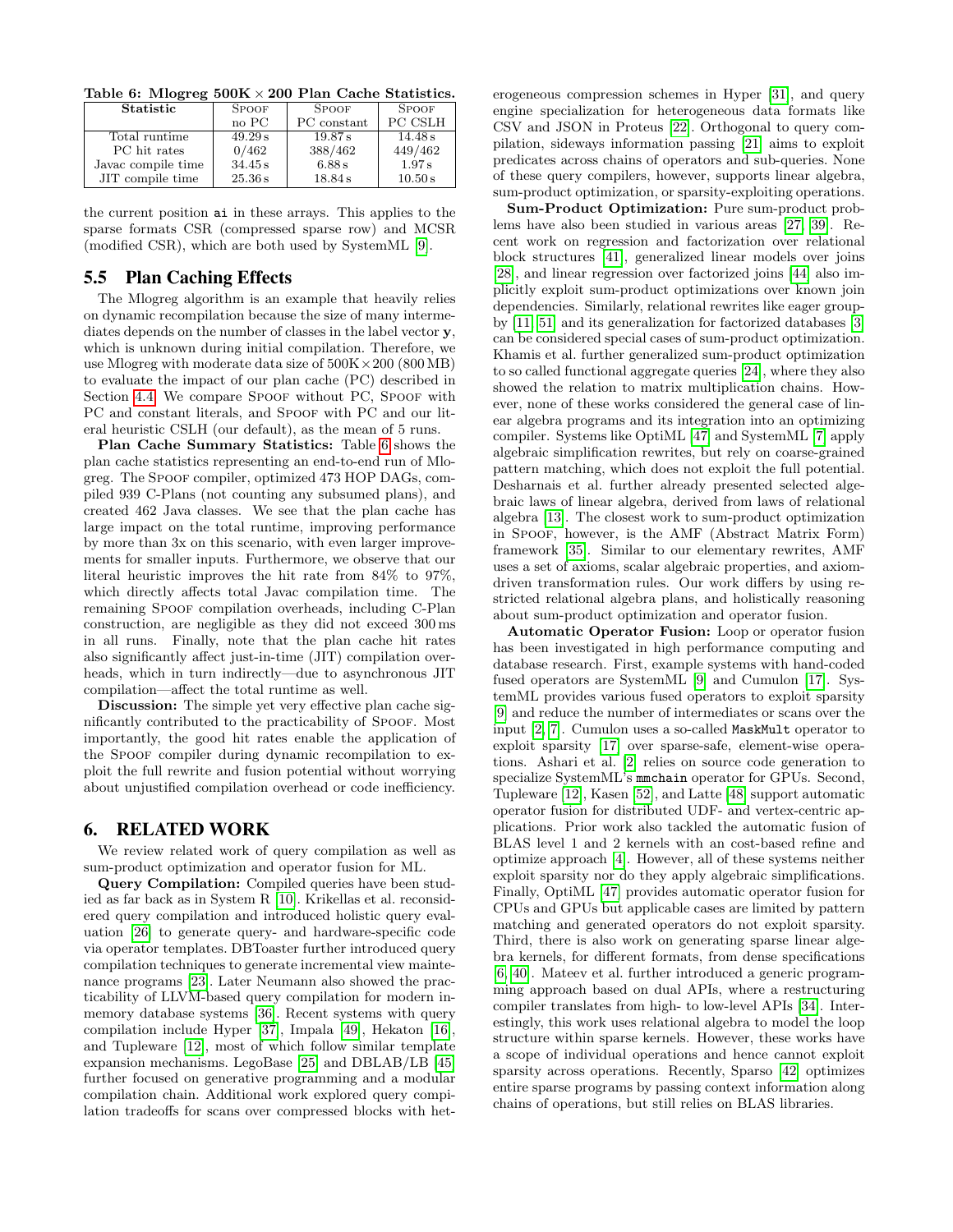**Table 6: Mlogreg 500K × 200 Plan Cache Statistics.**

| Statistic | SPOOF no PC | SPOOF PC constant | SPOOF PC CSLH |
|---|---|---|---|
| Total runtime | 49.29 s | 19.87 s | 14.48 s |
| PC hit rates | 0/462 | 388/462 | 449/462 |
| Javac compile time | 34.45 s | 6.88 s | 1.97 s |
| JIT compile time | 25.36 s | 18.84 s | 10.50 s |

the current position ai in these arrays. This applies to the sparse formats CSR (compressed sparse row) and MCSR (modified CSR), which are both used by SystemML [9].

## 5.5 Plan Caching Effects

The Mlogreg algorithm is an example that heavily relies on dynamic recompilation because the size of many intermediates depends on the number of classes in the label vector **y**, which is unknown during initial compilation. Therefore, we use Mlogreg with moderate data size of 500K × 200 (800 MB) to evaluate the impact of our plan cache (PC) described in Section 4.4. We compare SPOOF without PC, SPOOF with PC and constant literals, and SPOOF with PC and our literal heuristic CSLH (our default), as the mean of 5 runs.

**Plan Cache Summary Statistics:** Table 6 shows the plan cache statistics representing an end-to-end run of Mlogreg. The SPOOF compiler, optimized 473 HOP DAGs, compiled 939 C-Plans (not counting any subsumed plans), and created 462 Java classes. We see that the plan cache has large impact on the total runtime, improving performance by more than 3x on this scenario, with even larger improvements for smaller inputs. Furthermore, we observe that our literal heuristic improves the hit rate from 84% to 97%, which directly affects total Javac compilation time. The remaining SPOOF compilation overheads, including C-Plan construction, are negligible as they did not exceed 300 ms in all runs. Finally, note that the plan cache hit rates also significantly affect just-in-time (JIT) compilation overheads, which in turn indirectly—due to asynchronous JIT compilation—affect the total runtime as well.

**Discussion:** The simple yet very effective plan cache significantly contributed to the practicability of SPOOF. Most importantly, the good hit rates enable the application of the SPOOF compiler during dynamic recompilation to exploit the full rewrite and fusion potential without worrying about unjustified compilation overhead or code inefficiency.

# 6. RELATED WORK

We review related work of query compilation as well as sum-product optimization and operator fusion for ML.

**Query Compilation:** Compiled queries have been studied as far back as in System R [10]. Krikellas et al. reconsidered query compilation and introduced holistic query evaluation [26] to generate query- and hardware-specific code via operator templates. DBToaster further introduced query compilation techniques to generate incremental view maintenance programs [23]. Later Neumann also showed the practicability of LLVM-based query compilation for modern in-memory database systems [36]. Recent systems with query compilation include Hyper [37], Impala [49], Hekaton [16], and Tupleware [12], most of which follow similar template expansion mechanisms. LegoBase [25] and DBLAB/LB [45] further focused on generative programming and a modular compilation chain. Additional work explored query compilation tradeoffs for scans over compressed blocks with heterogeneous compression schemes in Hyper [31], and query engine specialization for heterogeneous data formats like CSV and JSON in Proteus [22]. Orthogonal to query compilation, sideways information passing [21] aims to exploit predicates across chains of operators and sub-queries. None of these query compilers, however, supports linear algebra, sum-product optimization, or sparsity-exploiting operations.

**Sum-Product Optimization:** Pure sum-product problems have also been studied in various areas [27, 39]. Recent work on regression and factorization over relational block structures [41], generalized linear models over joins [28], and linear regression over factorized joins [44] also implicitly exploit sum-product optimizations over known join dependencies. Similarly, relational rewrites like eager group-by [11, 51] and its generalization for factorized databases [3] can be considered special cases of sum-product optimization. Khamis et al. further generalized sum-product optimization to so called functional aggregate queries [24], where they also showed the relation to matrix multiplication chains. However, none of these works considered the general case of linear algebra programs and its integration into an optimizing compiler. Systems like OptiML [47] and SystemML [7] apply algebraic simplification rewrites, but rely on coarse-grained pattern matching, which does not exploit the full potential. Desharnais et al. further already presented selected algebraic laws of linear algebra, derived from laws of relational algebra [13]. The closest work to sum-product optimization in SPOOF, however, is the AMF (Abstract Matrix Form) framework [35]. Similar to our elementary rewrites, AMF uses a set of axioms, scalar algebraic properties, and axiom-driven transformation rules. Our work differs by using restricted relational algebra plans, and holistically reasoning about sum-product optimization and operator fusion.

**Automatic Operator Fusion:** Loop or operator fusion has been investigated in high performance computing and database research. First, example systems with hand-coded fused operators are SystemML [9] and Cumulon [17]. SystemML provides various fused operators to exploit sparsity [9] and reduce the number of intermediates or scans over the input [2, 7]. Cumulon uses a so-called `MaskMult` operator to exploit sparsity [17] over sparse-safe, element-wise operations. Ashari et al. [2] relies on source code generation to specialize SystemML's `mmchain` operator for GPUs. Second, Tupleware [12], Kasen [52], and Latte [48] support automatic operator fusion for distributed UDF- and vertex-centric applications. Prior work also tackled the automatic fusion of BLAS level 1 and 2 kernels with an cost-based refine and optimize approach [4]. However, all of these systems neither exploit sparsity nor do they apply algebraic simplifications. Finally, OptiML [47] provides automatic operator fusion for CPUs and GPUs but applicable cases are limited by pattern matching and generated operators do not exploit sparsity. Third, there is also work on generating sparse linear algebra kernels, for different formats, from dense specifications [6, 40]. Mateev et al. further introduced a generic programming approach based on dual APIs, where a restructuring compiler translates from high- to low-level APIs [34]. Interestingly, this work uses relational algebra to model the loop structure within sparse kernels. However, these works have a scope of individual operations and hence cannot exploit sparsity across operations. Recently, Sparso [42] optimizes entire sparse programs by passing context information along chains of operations, but still relies on BLAS libraries.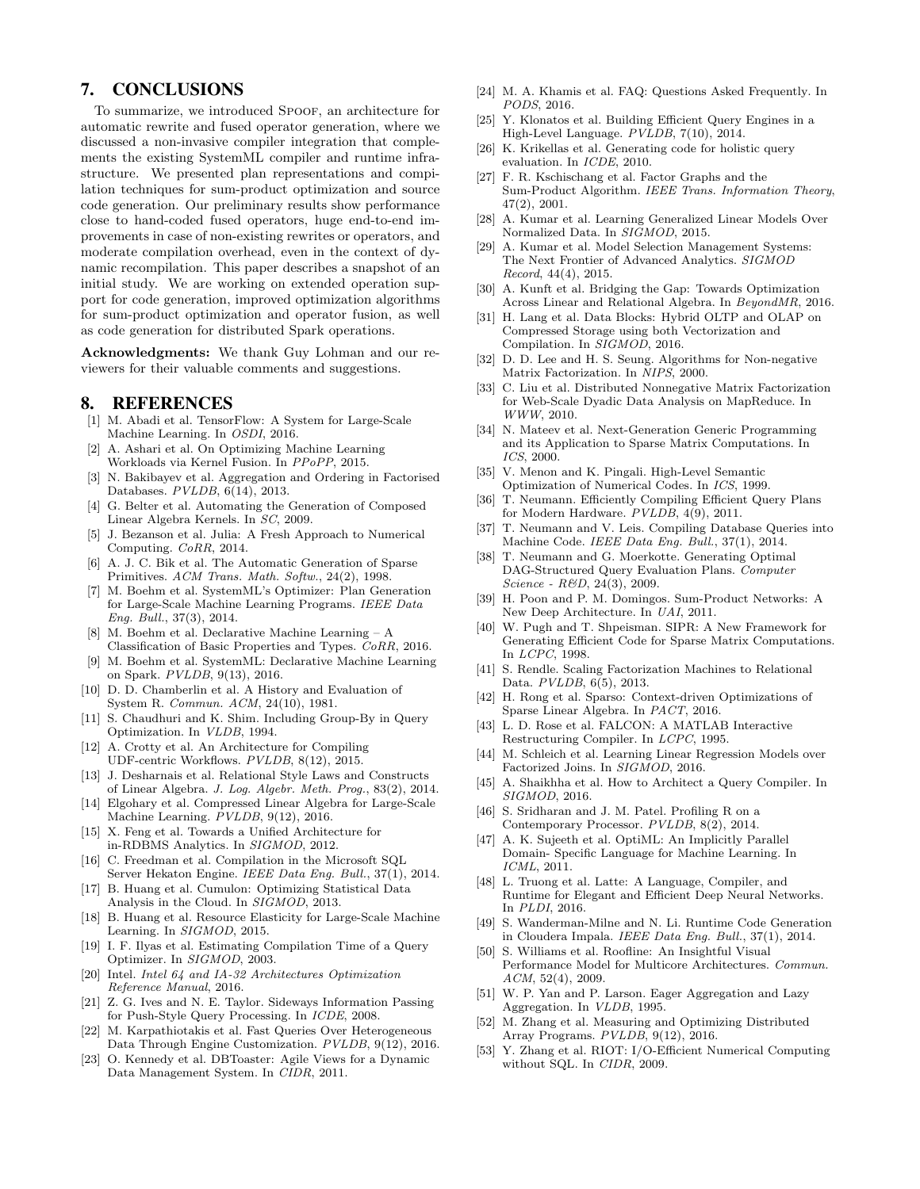## 7. CONCLUSIONS

To summarize, we introduced SPOOF, an architecture for automatic rewrite and fused operator generation, where we discussed a non-invasive compiler integration that complements the existing SystemML compiler and runtime infrastructure. We presented plan representations and compilation techniques for sum-product optimization and source code generation. Our preliminary results show performance close to hand-coded fused operators, huge end-to-end improvements in case of non-existing rewrites or operators, and moderate compilation overhead, even in the context of dynamic recompilation. This paper describes a snapshot of an initial study. We are working on extended operation support for code generation, improved optimization algorithms for sum-product optimization and operator fusion, as well as code generation for distributed Spark operations.

**Acknowledgments:** We thank Guy Lohman and our reviewers for their valuable comments and suggestions.

## 8. REFERENCES

[1] M. Abadi et al. TensorFlow: A System for Large-Scale Machine Learning. In *OSDI*, 2016.

[2] A. Ashari et al. On Optimizing Machine Learning Workloads via Kernel Fusion. In *PPoPP*, 2015.

[3] N. Bakibayev et al. Aggregation and Ordering in Factorised Databases. *PVLDB*, 6(14), 2013.

[4] G. Belter et al. Automating the Generation of Composed Linear Algebra Kernels. In *SC*, 2009.

[5] J. Bezanson et al. Julia: A Fresh Approach to Numerical Computing. *CoRR*, 2014.

[6] A. J. C. Bik et al. The Automatic Generation of Sparse Primitives. *ACM Trans. Math. Softw.*, 24(2), 1998.

[7] M. Boehm et al. SystemML's Optimizer: Plan Generation for Large-Scale Machine Learning Programs. *IEEE Data Eng. Bull.*, 37(3), 2014.

[8] M. Boehm et al. Declarative Machine Learning – A Classification of Basic Properties and Types. *CoRR*, 2016.

[9] M. Boehm et al. SystemML: Declarative Machine Learning on Spark. *PVLDB*, 9(13), 2016.

[10] D. D. Chamberlin et al. A History and Evaluation of System R. *Commun. ACM*, 24(10), 1981.

[11] S. Chaudhuri and K. Shim. Including Group-By in Query Optimization. In *VLDB*, 1994.

[12] A. Crotty et al. An Architecture for Compiling UDF-centric Workflows. *PVLDB*, 8(12), 2015.

[13] J. Desharnais et al. Relational Style Laws and Constructs of Linear Algebra. *J. Log. Algebr. Meth. Prog.*, 83(2), 2014.

[14] Elgohary et al. Compressed Linear Algebra for Large-Scale Machine Learning. *PVLDB*, 9(12), 2016.

[15] X. Feng et al. Towards a Unified Architecture for in-RDBMS Analytics. In *SIGMOD*, 2012.

[16] C. Freedman et al. Compilation in the Microsoft SQL Server Hekaton Engine. *IEEE Data Eng. Bull.*, 37(1), 2014.

[17] B. Huang et al. Cumulon: Optimizing Statistical Data Analysis in the Cloud. In *SIGMOD*, 2013.

[18] B. Huang et al. Resource Elasticity for Large-Scale Machine Learning. In *SIGMOD*, 2015.

[19] I. F. Ilyas et al. Estimating Compilation Time of a Query Optimizer. In *SIGMOD*, 2003.

[20] Intel. *Intel 64 and IA-32 Architectures Optimization Reference Manual*, 2016.

[21] Z. G. Ives and N. E. Taylor. Sideways Information Passing for Push-Style Query Processing. In *ICDE*, 2008.

[22] M. Karpathiotakis et al. Fast Queries Over Heterogeneous Data Through Engine Customization. *PVLDB*, 9(12), 2016.

[23] O. Kennedy et al. DBToaster: Agile Views for a Dynamic Data Management System. In *CIDR*, 2011.

[24] M. A. Khamis et al. FAQ: Questions Asked Frequently. In *PODS*, 2016.

[25] Y. Klonatos et al. Building Efficient Query Engines in a High-Level Language. *PVLDB*, 7(10), 2014.

[26] K. Krikellas et al. Generating code for holistic query evaluation. In *ICDE*, 2010.

[27] F. R. Kschischang et al. Factor Graphs and the Sum-Product Algorithm. *IEEE Trans. Information Theory*, 47(2), 2001.

[28] A. Kumar et al. Learning Generalized Linear Models Over Normalized Data. In *SIGMOD*, 2015.

[29] A. Kumar et al. Model Selection Management Systems: The Next Frontier of Advanced Analytics. *SIGMOD Record*, 44(4), 2015.

[30] A. Kunft et al. Bridging the Gap: Towards Optimization Across Linear and Relational Algebra. In *BeyondMR*, 2016.

[31] H. Lang et al. Data Blocks: Hybrid OLTP and OLAP on Compressed Storage using both Vectorization and Compilation. In *SIGMOD*, 2016.

[32] D. D. Lee and H. S. Seung. Algorithms for Non-negative Matrix Factorization. In *NIPS*, 2000.

[33] C. Liu et al. Distributed Nonnegative Matrix Factorization for Web-Scale Dyadic Data Analysis on MapReduce. In *WWW*, 2010.

[34] N. Mateev et al. Next-Generation Generic Programming and its Application to Sparse Matrix Computations. In *ICS*, 2000.

[35] V. Menon and K. Pingali. High-Level Semantic Optimization of Numerical Codes. In *ICS*, 1999.

[36] T. Neumann. Efficiently Compiling Efficient Query Plans for Modern Hardware. *PVLDB*, 4(9), 2011.

[37] T. Neumann and V. Leis. Compiling Database Queries into Machine Code. *IEEE Data Eng. Bull.*, 37(1), 2014.

[38] T. Neumann and G. Moerkotte. Generating Optimal DAG-Structured Query Evaluation Plans. *Computer Science - R&D*, 24(3), 2009.

[39] H. Poon and P. M. Domingos. Sum-Product Networks: A New Deep Architecture. In *UAI*, 2011.

[40] W. Pugh and T. Shpeisman. SIPR: A New Framework for Generating Efficient Code for Sparse Matrix Computations. In *LCPC*, 1998.

[41] S. Rendle. Scaling Factorization Machines to Relational Data. *PVLDB*, 6(5), 2013.

[42] H. Rong et al. Sparso: Context-driven Optimizations of Sparse Linear Algebra. In *PACT*, 2016.

[43] L. D. Rose et al. FALCON: A MATLAB Interactive Restructuring Compiler. In *LCPC*, 1995.

[44] M. Schleich et al. Learning Linear Regression Models over Factorized Joins. In *SIGMOD*, 2016.

[45] A. Shaikhha et al. How to Architect a Query Compiler. In *SIGMOD*, 2016.

[46] S. Sridharan and J. M. Patel. Profiling R on a Contemporary Processor. *PVLDB*, 8(2), 2014.

[47] A. K. Sujeeth et al. OptiML: An Implicitly Parallel Domain- Specific Language for Machine Learning. In *ICML*, 2011.

[48] L. Truong et al. Latte: A Language, Compiler, and Runtime for Elegant and Efficient Deep Neural Networks. In *PLDI*, 2016.

[49] S. Wanderman-Milne and N. Li. Runtime Code Generation in Cloudera Impala. *IEEE Data Eng. Bull.*, 37(1), 2014.

[50] S. Williams et al. Roofline: An Insightful Visual Performance Model for Multicore Architectures. *Commun. ACM*, 52(4), 2009.

[51] W. P. Yan and P. Larson. Eager Aggregation and Lazy Aggregation. In *VLDB*, 1995.

[52] M. Zhang et al. Measuring and Optimizing Distributed Array Programs. *PVLDB*, 9(12), 2016.

[53] Y. Zhang et al. RIOT: I/O-Efficient Numerical Computing without SQL. In *CIDR*, 2009.